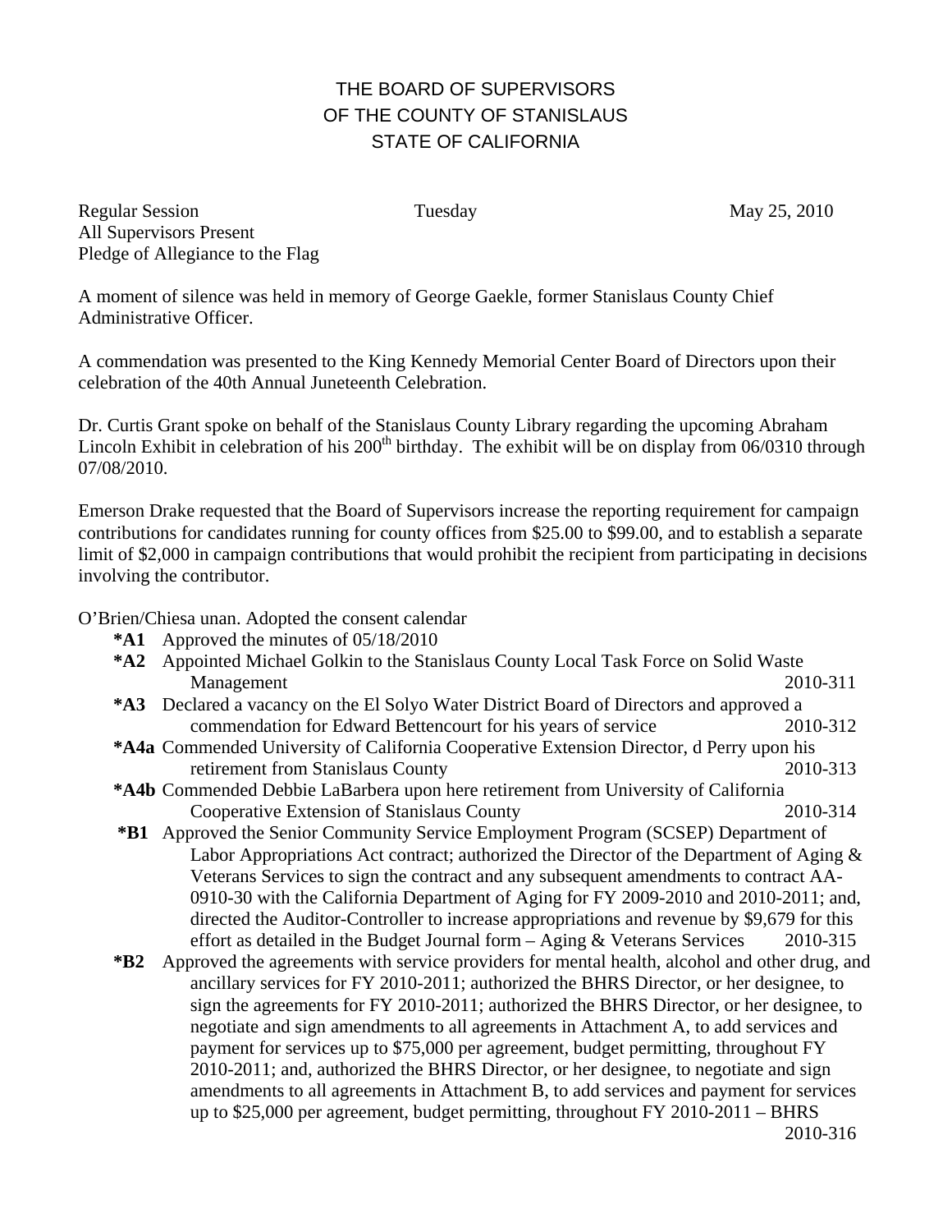# THE BOARD OF SUPERVISORS
# OF THE COUNTY OF STANISLAUS
# STATE OF CALIFORNIA

Regular Session Tuesday May 25, 2010
All Supervisors Present
Pledge of Allegiance to the Flag

A moment of silence was held in memory of George Gaekle, former Stanislaus County Chief Administrative Officer.

A commendation was presented to the King Kennedy Memorial Center Board of Directors upon their celebration of the 40th Annual Juneteenth Celebration.

Dr. Curtis Grant spoke on behalf of the Stanislaus County Library regarding the upcoming Abraham Lincoln Exhibit in celebration of his 200th birthday. The exhibit will be on display from 06/0310 through 07/08/2010.

Emerson Drake requested that the Board of Supervisors increase the reporting requirement for campaign contributions for candidates running for county offices from $25.00 to $99.00, and to establish a separate limit of $2,000 in campaign contributions that would prohibit the recipient from participating in decisions involving the contributor.

O'Brien/Chiesa unan. Adopted the consent calendar

- **\*A1** Approved the minutes of 05/18/2010
- **\*A2** Appointed Michael Golkin to the Stanislaus County Local Task Force on Solid Waste Management 2010-311
- **\*A3** Declared a vacancy on the El Solyo Water District Board of Directors and approved a commendation for Edward Bettencourt for his years of service 2010-312
- **\*A4a** Commended University of California Cooperative Extension Director, d Perry upon his retirement from Stanislaus County 2010-313
- **\*A4b** Commended Debbie LaBarbera upon here retirement from University of California Cooperative Extension of Stanislaus County 2010-314
- **\*B1** Approved the Senior Community Service Employment Program (SCSEP) Department of Labor Appropriations Act contract; authorized the Director of the Department of Aging & Veterans Services to sign the contract and any subsequent amendments to contract AA-0910-30 with the California Department of Aging for FY 2009-2010 and 2010-2011; and, directed the Auditor-Controller to increase appropriations and revenue by $9,679 for this effort as detailed in the Budget Journal form – Aging & Veterans Services 2010-315
- **\*B2** Approved the agreements with service providers for mental health, alcohol and other drug, and ancillary services for FY 2010-2011; authorized the BHRS Director, or her designee, to sign the agreements for FY 2010-2011; authorized the BHRS Director, or her designee, to negotiate and sign amendments to all agreements in Attachment A, to add services and payment for services up to $75,000 per agreement, budget permitting, throughout FY 2010-2011; and, authorized the BHRS Director, or her designee, to negotiate and sign amendments to all agreements in Attachment B, to add services and payment for services up to $25,000 per agreement, budget permitting, throughout FY 2010-2011 – BHRS 2010-316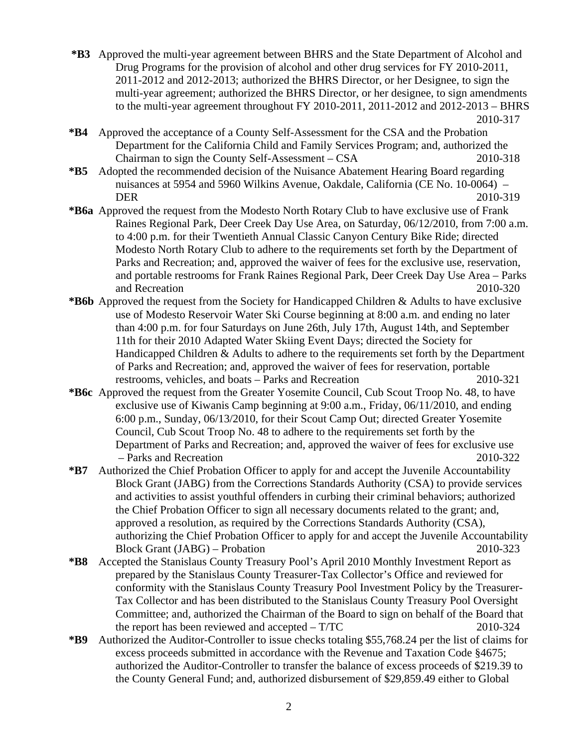**\*B3** Approved the multi-year agreement between BHRS and the State Department of Alcohol and Drug Programs for the provision of alcohol and other drug services for FY 2010-2011, 2011-2012 and 2012-2013; authorized the BHRS Director, or her Designee, to sign the multi-year agreement; authorized the BHRS Director, or her designee, to sign amendments to the multi-year agreement throughout FY 2010-2011, 2011-2012 and 2012-2013 – BHRS 2010-317

**\*B4** Approved the acceptance of a County Self-Assessment for the CSA and the Probation Department for the California Child and Family Services Program; and, authorized the Chairman to sign the County Self-Assessment – CSA 2010-318

**\*B5** Adopted the recommended decision of the Nuisance Abatement Hearing Board regarding nuisances at 5954 and 5960 Wilkins Avenue, Oakdale, California (CE No. 10-0064) – DER 2010-319

**\*B6a** Approved the request from the Modesto North Rotary Club to have exclusive use of Frank Raines Regional Park, Deer Creek Day Use Area, on Saturday, 06/12/2010, from 7:00 a.m. to 4:00 p.m. for their Twentieth Annual Classic Canyon Century Bike Ride; directed Modesto North Rotary Club to adhere to the requirements set forth by the Department of Parks and Recreation; and, approved the waiver of fees for the exclusive use, reservation, and portable restrooms for Frank Raines Regional Park, Deer Creek Day Use Area – Parks and Recreation 2010-320

**\*B6b** Approved the request from the Society for Handicapped Children & Adults to have exclusive use of Modesto Reservoir Water Ski Course beginning at 8:00 a.m. and ending no later than 4:00 p.m. for four Saturdays on June 26th, July 17th, August 14th, and September 11th for their 2010 Adapted Water Skiing Event Days; directed the Society for Handicapped Children & Adults to adhere to the requirements set forth by the Department of Parks and Recreation; and, approved the waiver of fees for reservation, portable restrooms, vehicles, and boats – Parks and Recreation 2010-321

**\*B6c** Approved the request from the Greater Yosemite Council, Cub Scout Troop No. 48, to have exclusive use of Kiwanis Camp beginning at 9:00 a.m., Friday, 06/11/2010, and ending 6:00 p.m., Sunday, 06/13/2010, for their Scout Camp Out; directed Greater Yosemite Council, Cub Scout Troop No. 48 to adhere to the requirements set forth by the Department of Parks and Recreation; and, approved the waiver of fees for exclusive use – Parks and Recreation 2010-322

**\*B7** Authorized the Chief Probation Officer to apply for and accept the Juvenile Accountability Block Grant (JABG) from the Corrections Standards Authority (CSA) to provide services and activities to assist youthful offenders in curbing their criminal behaviors; authorized the Chief Probation Officer to sign all necessary documents related to the grant; and, approved a resolution, as required by the Corrections Standards Authority (CSA), authorizing the Chief Probation Officer to apply for and accept the Juvenile Accountability Block Grant (JABG) – Probation 2010-323

**\*B8** Accepted the Stanislaus County Treasury Pool's April 2010 Monthly Investment Report as prepared by the Stanislaus County Treasurer-Tax Collector's Office and reviewed for conformity with the Stanislaus County Treasury Pool Investment Policy by the Treasurer-Tax Collector and has been distributed to the Stanislaus County Treasury Pool Oversight Committee; and, authorized the Chairman of the Board to sign on behalf of the Board that the report has been reviewed and accepted – T/TC 2010-324

**\*B9** Authorized the Auditor-Controller to issue checks totaling $55,768.24 per the list of claims for excess proceeds submitted in accordance with the Revenue and Taxation Code §4675; authorized the Auditor-Controller to transfer the balance of excess proceeds of $219.39 to the County General Fund; and, authorized disbursement of $29,859.49 either to Global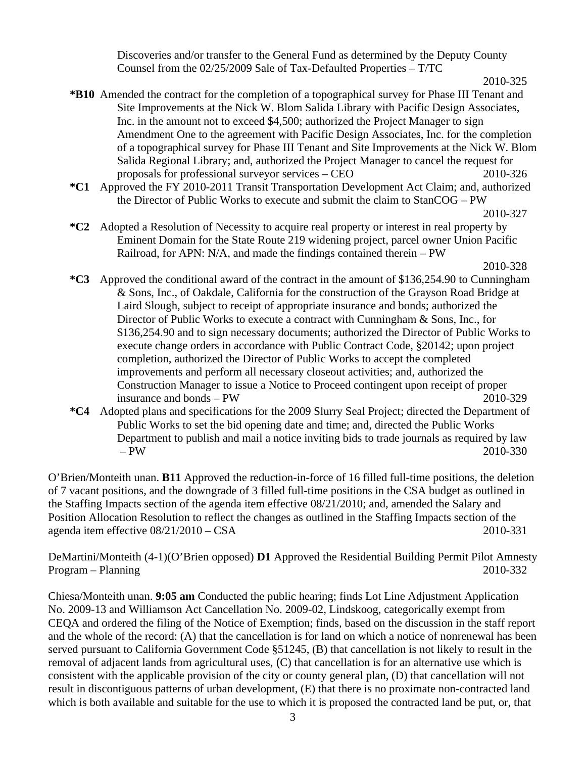Discoveries and/or transfer to the General Fund as determined by the Deputy County Counsel from the 02/25/2009 Sale of Tax-Defaulted Properties – T/TC 2010-325

**\*B10** Amended the contract for the completion of a topographical survey for Phase III Tenant and Site Improvements at the Nick W. Blom Salida Library with Pacific Design Associates, Inc. in the amount not to exceed $4,500; authorized the Project Manager to sign Amendment One to the agreement with Pacific Design Associates, Inc. for the completion of a topographical survey for Phase III Tenant and Site Improvements at the Nick W. Blom Salida Regional Library; and, authorized the Project Manager to cancel the request for proposals for professional surveyor services – CEO 2010-326

**\*C1** Approved the FY 2010-2011 Transit Transportation Development Act Claim; and, authorized the Director of Public Works to execute and submit the claim to StanCOG – PW 2010-327

**\*C2** Adopted a Resolution of Necessity to acquire real property or interest in real property by Eminent Domain for the State Route 219 widening project, parcel owner Union Pacific Railroad, for APN: N/A, and made the findings contained therein – PW 2010-328

**\*C3** Approved the conditional award of the contract in the amount of $136,254.90 to Cunningham & Sons, Inc., of Oakdale, California for the construction of the Grayson Road Bridge at Laird Slough, subject to receipt of appropriate insurance and bonds; authorized the Director of Public Works to execute a contract with Cunningham & Sons, Inc., for $136,254.90 and to sign necessary documents; authorized the Director of Public Works to execute change orders in accordance with Public Contract Code, §20142; upon project completion, authorized the Director of Public Works to accept the completed improvements and perform all necessary closeout activities; and, authorized the Construction Manager to issue a Notice to Proceed contingent upon receipt of proper insurance and bonds – PW 2010-329

**\*C4** Adopted plans and specifications for the 2009 Slurry Seal Project; directed the Department of Public Works to set the bid opening date and time; and, directed the Public Works Department to publish and mail a notice inviting bids to trade journals as required by law – PW 2010-330

O'Brien/Monteith unan. **B11** Approved the reduction-in-force of 16 filled full-time positions, the deletion of 7 vacant positions, and the downgrade of 3 filled full-time positions in the CSA budget as outlined in the Staffing Impacts section of the agenda item effective 08/21/2010; and, amended the Salary and Position Allocation Resolution to reflect the changes as outlined in the Staffing Impacts section of the agenda item effective 08/21/2010 – CSA 2010-331

DeMartini/Monteith (4-1)(O'Brien opposed) **D1** Approved the Residential Building Permit Pilot Amnesty Program – Planning 2010-332

Chiesa/Monteith unan. **9:05 am** Conducted the public hearing; finds Lot Line Adjustment Application No. 2009-13 and Williamson Act Cancellation No. 2009-02, Lindskoog, categorically exempt from CEQA and ordered the filing of the Notice of Exemption; finds, based on the discussion in the staff report and the whole of the record: (A) that the cancellation is for land on which a notice of nonrenewal has been served pursuant to California Government Code §51245, (B) that cancellation is not likely to result in the removal of adjacent lands from agricultural uses, (C) that cancellation is for an alternative use which is consistent with the applicable provision of the city or county general plan, (D) that cancellation will not result in discontiguous patterns of urban development, (E) that there is no proximate non-contracted land which is both available and suitable for the use to which it is proposed the contracted land be put, or, that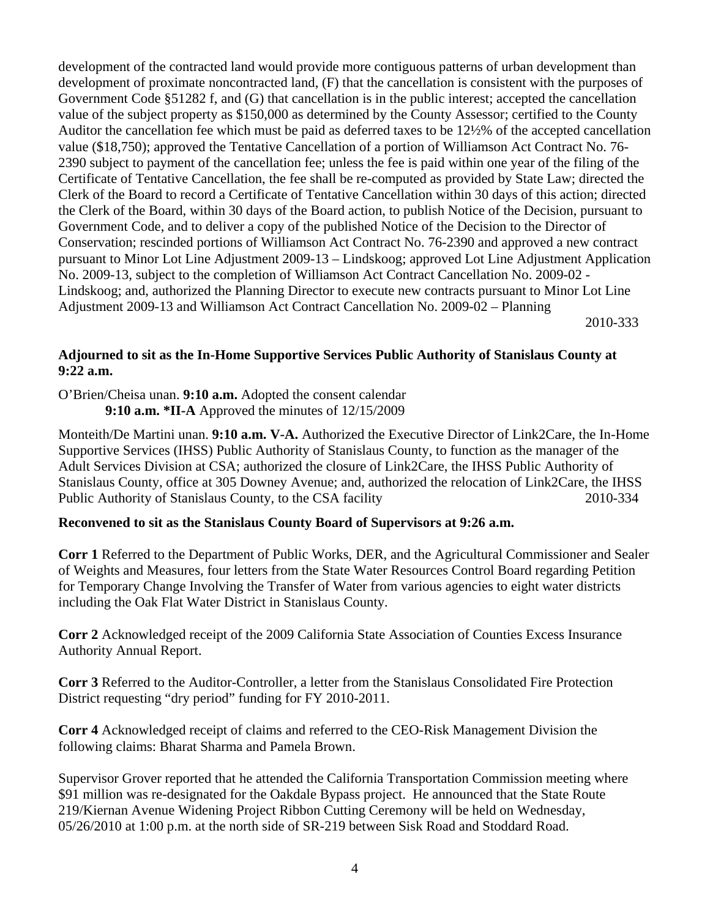development of the contracted land would provide more contiguous patterns of urban development than development of proximate noncontracted land, (F) that the cancellation is consistent with the purposes of Government Code §51282 f, and (G) that cancellation is in the public interest; accepted the cancellation value of the subject property as $150,000 as determined by the County Assessor; certified to the County Auditor the cancellation fee which must be paid as deferred taxes to be 12½% of the accepted cancellation value ($18,750); approved the Tentative Cancellation of a portion of Williamson Act Contract No. 76-2390 subject to payment of the cancellation fee; unless the fee is paid within one year of the filing of the Certificate of Tentative Cancellation, the fee shall be re-computed as provided by State Law; directed the Clerk of the Board to record a Certificate of Tentative Cancellation within 30 days of this action; directed the Clerk of the Board, within 30 days of the Board action, to publish Notice of the Decision, pursuant to Government Code, and to deliver a copy of the published Notice of the Decision to the Director of Conservation; rescinded portions of Williamson Act Contract No. 76-2390 and approved a new contract pursuant to Minor Lot Line Adjustment 2009-13 – Lindskoog; approved Lot Line Adjustment Application No. 2009-13, subject to the completion of Williamson Act Contract Cancellation No. 2009-02 - Lindskoog; and, authorized the Planning Director to execute new contracts pursuant to Minor Lot Line Adjustment 2009-13 and Williamson Act Contract Cancellation No. 2009-02 – Planning 2010-333

**Adjourned to sit as the In-Home Supportive Services Public Authority of Stanislaus County at 9:22 a.m.**

O'Brien/Cheisa unan. **9:10 a.m.** Adopted the consent calendar
**9:10 a.m. *II-A** Approved the minutes of 12/15/2009

Monteith/De Martini unan. **9:10 a.m. V-A.** Authorized the Executive Director of Link2Care, the In-Home Supportive Services (IHSS) Public Authority of Stanislaus County, to function as the manager of the Adult Services Division at CSA; authorized the closure of Link2Care, the IHSS Public Authority of Stanislaus County, office at 305 Downey Avenue; and, authorized the relocation of Link2Care, the IHSS Public Authority of Stanislaus County, to the CSA facility 2010-334

**Reconvened to sit as the Stanislaus County Board of Supervisors at 9:26 a.m.**

**Corr 1** Referred to the Department of Public Works, DER, and the Agricultural Commissioner and Sealer of Weights and Measures, four letters from the State Water Resources Control Board regarding Petition for Temporary Change Involving the Transfer of Water from various agencies to eight water districts including the Oak Flat Water District in Stanislaus County.

**Corr 2** Acknowledged receipt of the 2009 California State Association of Counties Excess Insurance Authority Annual Report.

**Corr 3** Referred to the Auditor-Controller, a letter from the Stanislaus Consolidated Fire Protection District requesting "dry period" funding for FY 2010-2011.

**Corr 4** Acknowledged receipt of claims and referred to the CEO-Risk Management Division the following claims: Bharat Sharma and Pamela Brown.

Supervisor Grover reported that he attended the California Transportation Commission meeting where $91 million was re-designated for the Oakdale Bypass project. He announced that the State Route 219/Kiernan Avenue Widening Project Ribbon Cutting Ceremony will be held on Wednesday, 05/26/2010 at 1:00 p.m. at the north side of SR-219 between Sisk Road and Stoddard Road.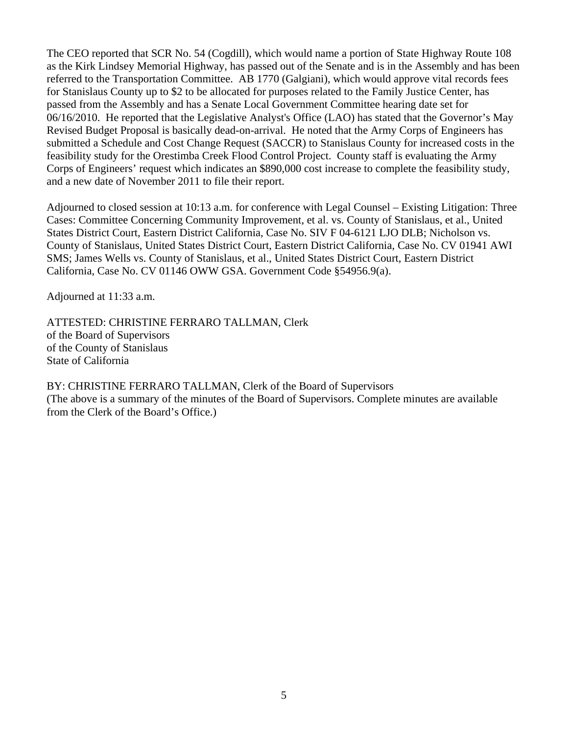The CEO reported that SCR No. 54 (Cogdill), which would name a portion of State Highway Route 108 as the Kirk Lindsey Memorial Highway, has passed out of the Senate and is in the Assembly and has been referred to the Transportation Committee. AB 1770 (Galgiani), which would approve vital records fees for Stanislaus County up to $2 to be allocated for purposes related to the Family Justice Center, has passed from the Assembly and has a Senate Local Government Committee hearing date set for 06/16/2010. He reported that the Legislative Analyst's Office (LAO) has stated that the Governor's May Revised Budget Proposal is basically dead-on-arrival. He noted that the Army Corps of Engineers has submitted a Schedule and Cost Change Request (SACCR) to Stanislaus County for increased costs in the feasibility study for the Orestimba Creek Flood Control Project. County staff is evaluating the Army Corps of Engineers' request which indicates an $890,000 cost increase to complete the feasibility study, and a new date of November 2011 to file their report.

Adjourned to closed session at 10:13 a.m. for conference with Legal Counsel – Existing Litigation: Three Cases: Committee Concerning Community Improvement, et al. vs. County of Stanislaus, et al., United States District Court, Eastern District California, Case No. SIV F 04-6121 LJO DLB; Nicholson vs. County of Stanislaus, United States District Court, Eastern District California, Case No. CV 01941 AWI SMS; James Wells vs. County of Stanislaus, et al., United States District Court, Eastern District California, Case No. CV 01146 OWW GSA. Government Code §54956.9(a).

Adjourned at 11:33 a.m.

ATTESTED: CHRISTINE FERRARO TALLMAN, Clerk
of the Board of Supervisors
of the County of Stanislaus
State of California

BY: CHRISTINE FERRARO TALLMAN, Clerk of the Board of Supervisors
(The above is a summary of the minutes of the Board of Supervisors. Complete minutes are available from the Clerk of the Board's Office.)